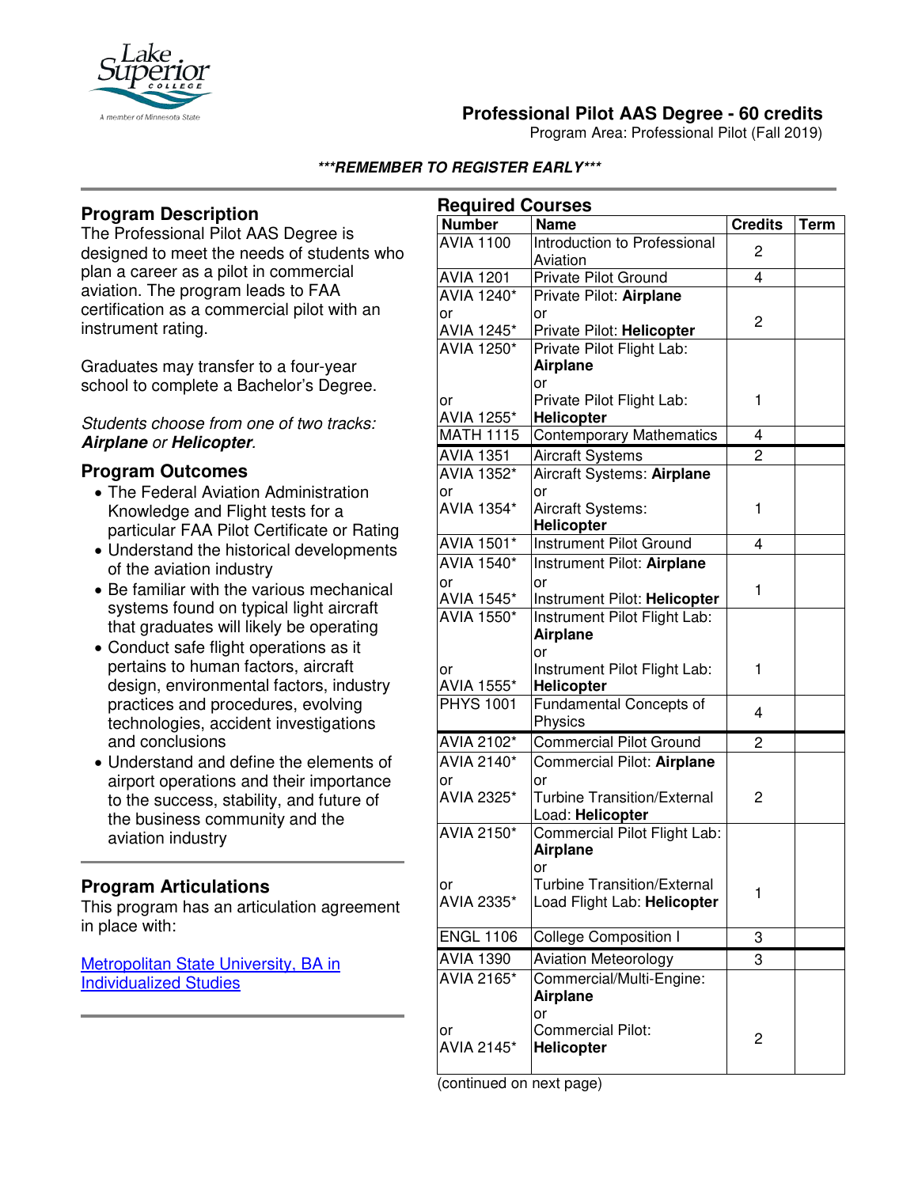# Professional Pilot AAS Degree - 60 credits

Program Area: Professional Pilot (Fall 2019)

***REMEMBER TO REGISTER EARLY***

## Program Description

The Professional Pilot AAS Degree is designed to meet the needs of students who plan a career as a pilot in commercial aviation. The program leads to FAA certification as a commercial pilot with an instrument rating.

Graduates may transfer to a four-year school to complete a Bachelor's Degree.

*Students choose from one of two tracks:* ***Airplane*** *or* ***Helicopter****.*

## Program Outcomes

- The Federal Aviation Administration Knowledge and Flight tests for a particular FAA Pilot Certificate or Rating
- Understand the historical developments of the aviation industry
- Be familiar with the various mechanical systems found on typical light aircraft that graduates will likely be operating
- Conduct safe flight operations as it pertains to human factors, aircraft design, environmental factors, industry practices and procedures, evolving technologies, accident investigations and conclusions
- Understand and define the elements of airport operations and their importance to the success, stability, and future of the business community and the aviation industry

## Program Articulations

This program has an articulation agreement in place with:

[Metropolitan State University, BA in Individualized Studies]

## Required Courses

| Number | Name | Credits | Term |
|---|---|---|---|
| AVIA 1100 | Introduction to Professional Aviation | 2 | |
| AVIA 1201 | Private Pilot Ground | 4 | |
| AVIA 1240* or AVIA 1245* | Private Pilot: **Airplane** or Private Pilot: **Helicopter** | 2 | |
| AVIA 1250* or AVIA 1255* | Private Pilot Flight Lab: **Airplane** or Private Pilot Flight Lab: **Helicopter** | 1 | |
| MATH 1115 | Contemporary Mathematics | 4 | |
| AVIA 1351 | Aircraft Systems | 2 | |
| AVIA 1352* or AVIA 1354* | Aircraft Systems: **Airplane** or Aircraft Systems: **Helicopter** | 1 | |
| AVIA 1501* | Instrument Pilot Ground | 4 | |
| AVIA 1540* or AVIA 1545* | Instrument Pilot: **Airplane** or Instrument Pilot: **Helicopter** | 1 | |
| AVIA 1550* or AVIA 1555* | Instrument Pilot Flight Lab: **Airplane** or Instrument Pilot Flight Lab: **Helicopter** | 1 | |
| PHYS 1001 | Fundamental Concepts of Physics | 4 | |
| AVIA 2102* | Commercial Pilot Ground | 2 | |
| AVIA 2140* or AVIA 2325* | Commercial Pilot: **Airplane** or Turbine Transition/External Load: **Helicopter** | 2 | |
| AVIA 2150* or AVIA 2335* | Commercial Pilot Flight Lab: **Airplane** or Turbine Transition/External Load Flight Lab: **Helicopter** | 1 | |
| ENGL 1106 | College Composition I | 3 | |
| AVIA 1390 | Aviation Meteorology | 3 | |
| AVIA 2165* or AVIA 2145* | Commercial/Multi-Engine: **Airplane** or Commercial Pilot: **Helicopter** | 2 | |

(continued on next page)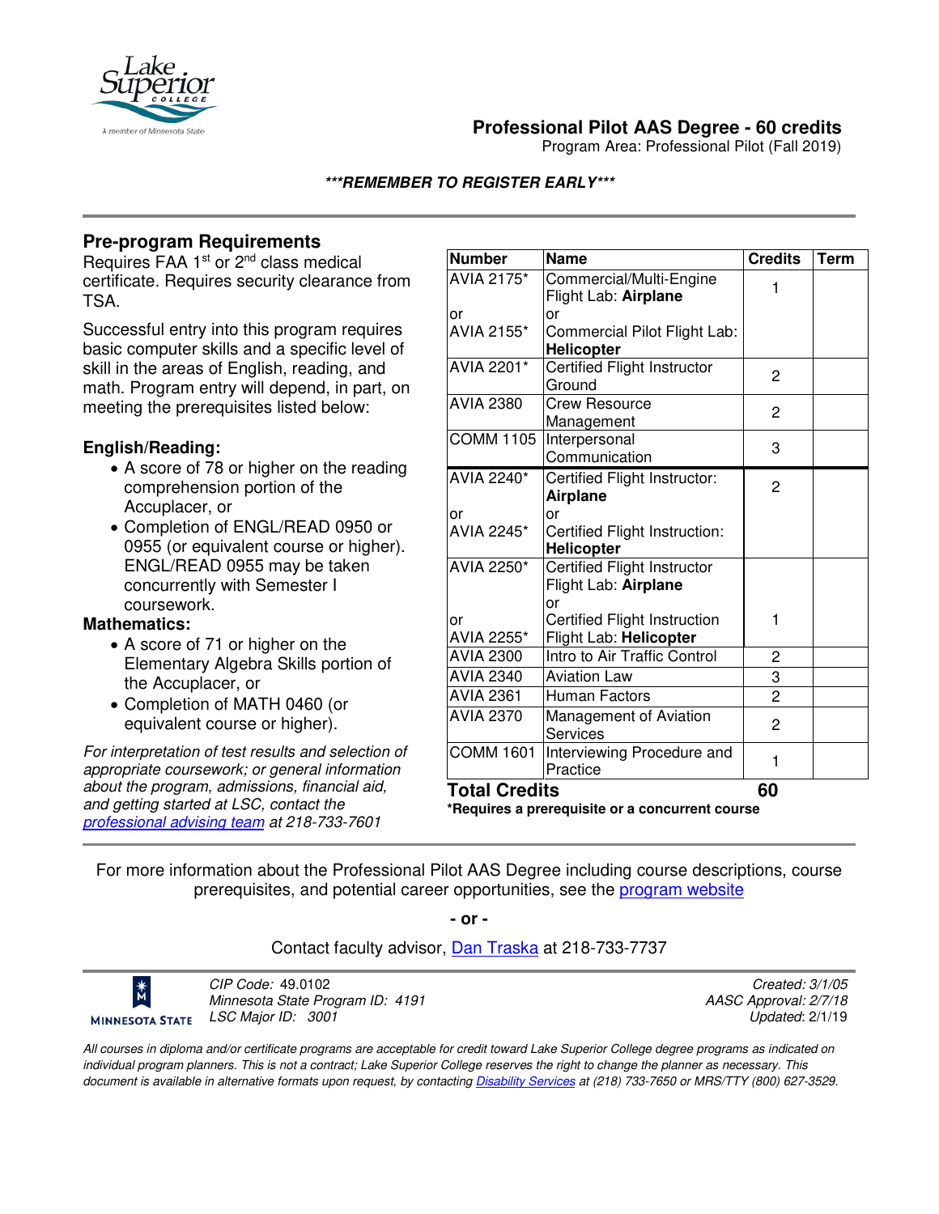## Professional Pilot AAS Degree - 60 credits

Program Area: Professional Pilot (Fall 2019)

***REMEMBER TO REGISTER EARLY***

### Pre-program Requirements

Requires FAA 1st or 2nd class medical certificate. Requires security clearance from TSA.

Successful entry into this program requires basic computer skills and a specific level of skill in the areas of English, reading, and math. Program entry will depend, in part, on meeting the prerequisites listed below:

**English/Reading:**

- A score of 78 or higher on the reading comprehension portion of the Accuplacer, or
- Completion of ENGL/READ 0950 or 0955 (or equivalent course or higher). ENGL/READ 0955 may be taken concurrently with Semester I coursework.

**Mathematics:**

- A score of 71 or higher on the Elementary Algebra Skills portion of the Accuplacer, or
- Completion of MATH 0460 (or equivalent course or higher).

*For interpretation of test results and selection of appropriate coursework; or general information about the program, admissions, financial aid, and getting started at LSC, contact the professional advising team at 218-733-7601*

| Number | Name | Credits | Term |
|---|---|---|---|
| AVIA 2175* or AVIA 2155* | Commercial/Multi-Engine Flight Lab: **Airplane** or Commercial Pilot Flight Lab: **Helicopter** | 1 | |
| AVIA 2201* | Certified Flight Instructor Ground | 2 | |
| AVIA 2380 | Crew Resource Management | 2 | |
| COMM 1105 | Interpersonal Communication | 3 | |
| AVIA 2240* or AVIA 2245* | Certified Flight Instructor: **Airplane** or Certified Flight Instruction: **Helicopter** | 2 | |
| AVIA 2250* or AVIA 2255* | Certified Flight Instructor Flight Lab: **Airplane** or Certified Flight Instruction Flight Lab: **Helicopter** | 1 | |
| AVIA 2300 | Intro to Air Traffic Control | 2 | |
| AVIA 2340 | Aviation Law | 3 | |
| AVIA 2361 | Human Factors | 2 | |
| AVIA 2370 | Management of Aviation Services | 2 | |
| COMM 1601 | Interviewing Procedure and Practice | 1 | |
| **Total Credits** | | **60** | |

***Requires a prerequisite or a concurrent course**

For more information about the Professional Pilot AAS Degree including course descriptions, course prerequisites, and potential career opportunities, see the program website

**- or -**

Contact faculty advisor, Dan Traska at 218-733-7737

*CIP Code:* 49.0102
*Minnesota State Program ID:* 4191
*LSC Major ID:* 3001

*Created: 3/1/05*
*AASC Approval: 2/7/18*
*Updated:* 2/1/19

*All courses in diploma and/or certificate programs are acceptable for credit toward Lake Superior College degree programs as indicated on individual program planners. This is not a contract; Lake Superior College reserves the right to change the planner as necessary. This document is available in alternative formats upon request, by contacting Disability Services at (218) 733-7650 or MRS/TTY (800) 627-3529.*